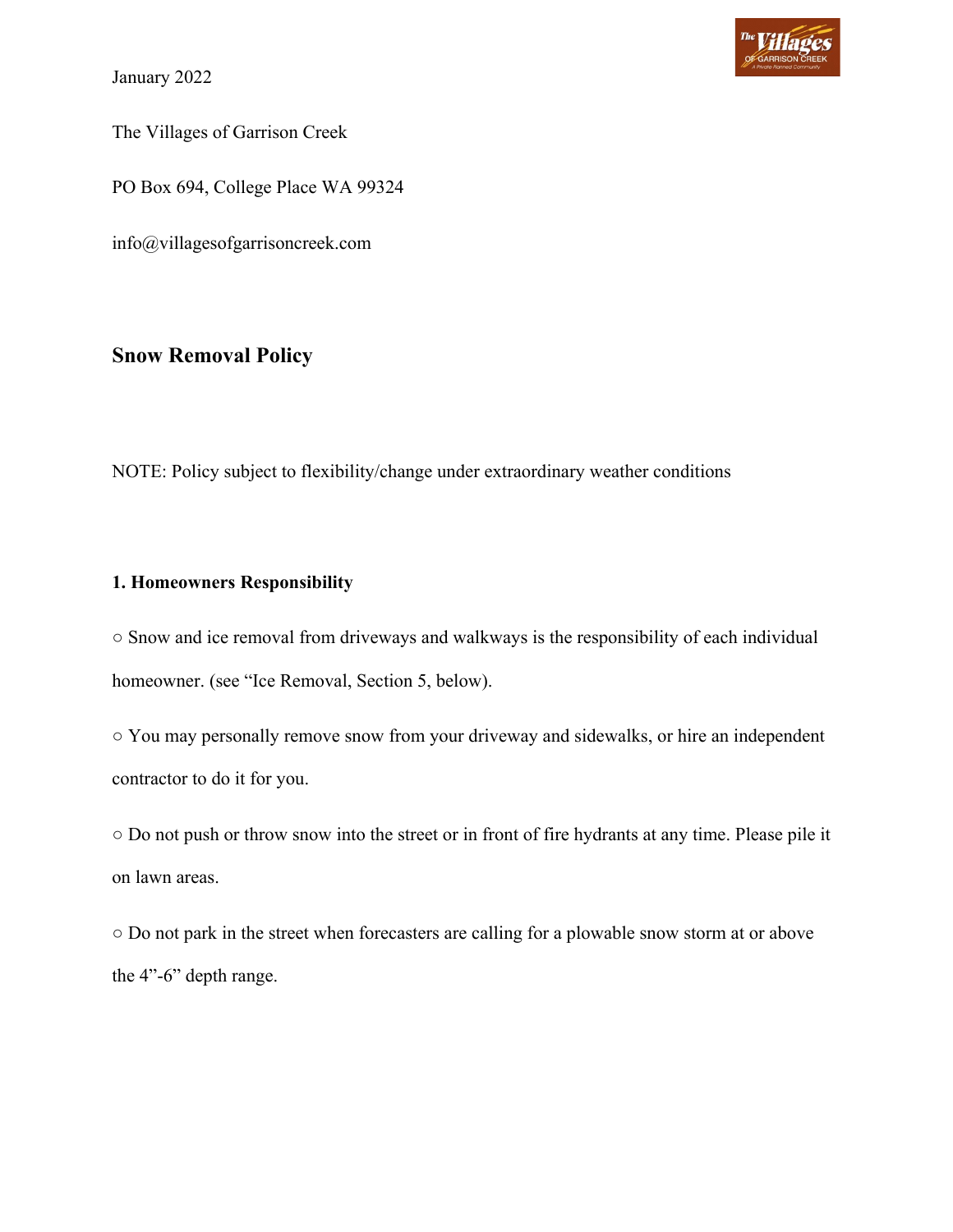January 2022

The Villages of Garrison Creek

PO Box 694, College Place WA 99324

info@villagesofgarrisoncreek.com

## Snow Removal Policy

NOTE: Policy subject to flexibility/change under extraordinary weather conditions

### 1. Homeowners Responsibility

○ Snow and ice removal from driveways and walkways is the responsibility of each individual homeowner. (see "Ice Removal, Section 5, below).

○ You may personally remove snow from your driveway and sidewalks, or hire an independent contractor to do it for you.

○ Do not push or throw snow into the street or in front of fire hydrants at any time. Please pile it on lawn areas.

○ Do not park in the street when forecasters are calling for a plowable snow storm at or above the 4"-6" depth range.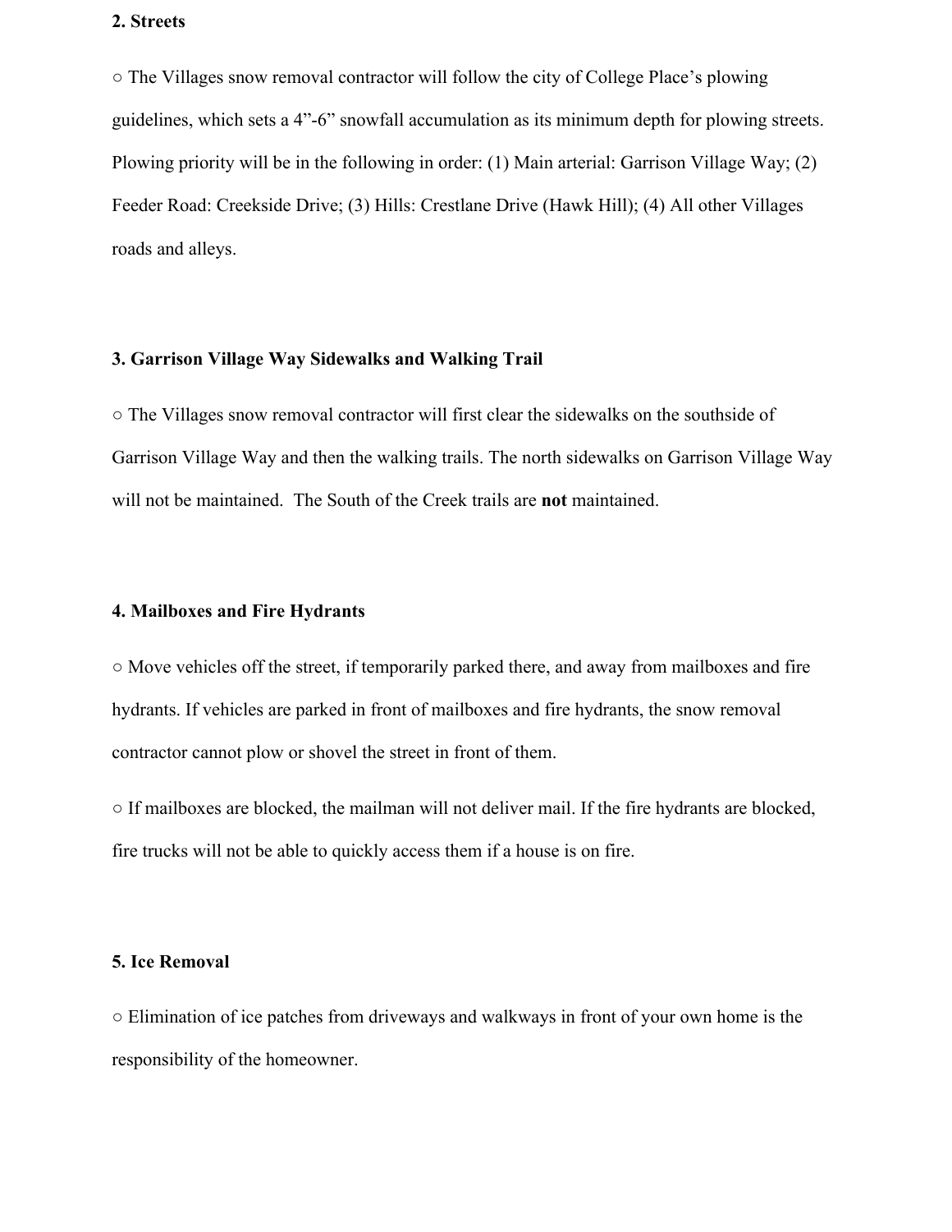**2. Streets**

○ The Villages snow removal contractor will follow the city of College Place's plowing guidelines, which sets a 4"-6" snowfall accumulation as its minimum depth for plowing streets. Plowing priority will be in the following in order: (1) Main arterial: Garrison Village Way; (2) Feeder Road: Creekside Drive; (3) Hills: Crestlane Drive (Hawk Hill); (4) All other Villages roads and alleys.

**3. Garrison Village Way Sidewalks and Walking Trail**

○ The Villages snow removal contractor will first clear the sidewalks on the southside of Garrison Village Way and then the walking trails. The north sidewalks on Garrison Village Way will not be maintained. The South of the Creek trails are **not** maintained.

**4. Mailboxes and Fire Hydrants**

○ Move vehicles off the street, if temporarily parked there, and away from mailboxes and fire hydrants. If vehicles are parked in front of mailboxes and fire hydrants, the snow removal contractor cannot plow or shovel the street in front of them.

○ If mailboxes are blocked, the mailman will not deliver mail. If the fire hydrants are blocked, fire trucks will not be able to quickly access them if a house is on fire.

**5. Ice Removal**

○ Elimination of ice patches from driveways and walkways in front of your own home is the responsibility of the homeowner.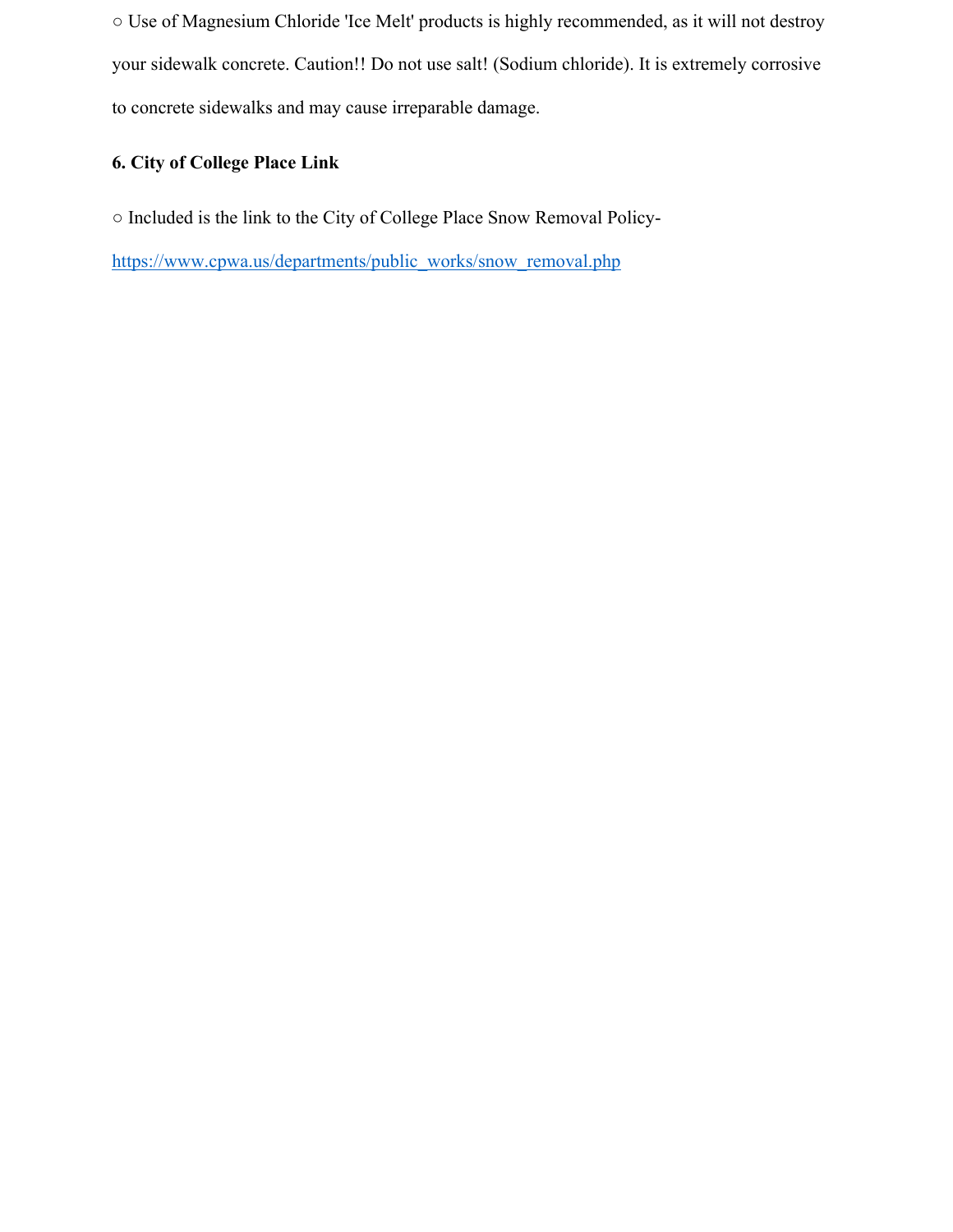○ Use of Magnesium Chloride 'Ice Melt' products is highly recommended, as it will not destroy your sidewalk concrete. Caution!! Do not use salt! (Sodium chloride). It is extremely corrosive to concrete sidewalks and may cause irreparable damage.

**6. City of College Place Link**

○ Included is the link to the City of College Place Snow Removal Policy-

[https://www.cpwa.us/departments/public_works/snow_removal.php](https://www.cpwa.us/departments/public_works/snow_removal.php)